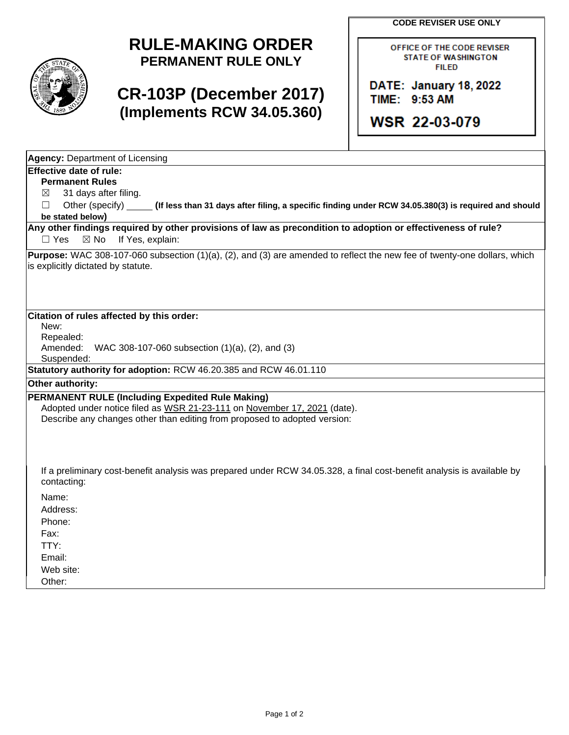# RULE-MAKING ORDER

**PERMANENT RULE ONLY**

# CR-103P (December 2017)

**(Implements RCW 34.05.360)**

**CODE REVISER USE ONLY**

OFFICE OF THE CODE REVISER
STATE OF WASHINGTON
FILED

DATE: January 18, 2022
TIME: 9:53 AM

WSR 22-03-079

**Agency:** Department of Licensing

**Effective date of rule:**

**Permanent Rules**

☒ 31 days after filing.

☐ Other (specify) _____ **(If less than 31 days after filing, a specific finding under RCW 34.05.380(3) is required and should be stated below)**

**Any other findings required by other provisions of law as precondition to adoption or effectiveness of rule?**

☐ Yes ☒ No If Yes, explain:

**Purpose:** WAC 308-107-060 subsection (1)(a), (2), and (3) are amended to reflect the new fee of twenty-one dollars, which is explicitly dictated by statute.

**Citation of rules affected by this order:**

New:

Repealed:

Amended: WAC 308-107-060 subsection (1)(a), (2), and (3)

Suspended:

**Statutory authority for adoption:** RCW 46.20.385 and RCW 46.01.110

**Other authority:**

**PERMANENT RULE (Including Expedited Rule Making)**

Adopted under notice filed as WSR 21-23-111 on November 17, 2021 (date).

Describe any changes other than editing from proposed to adopted version:

If a preliminary cost-benefit analysis was prepared under RCW 34.05.328, a final cost-benefit analysis is available by contacting:

Name:

Address:

Phone:

Fax:

TTY:

Email:

Web site:

Other: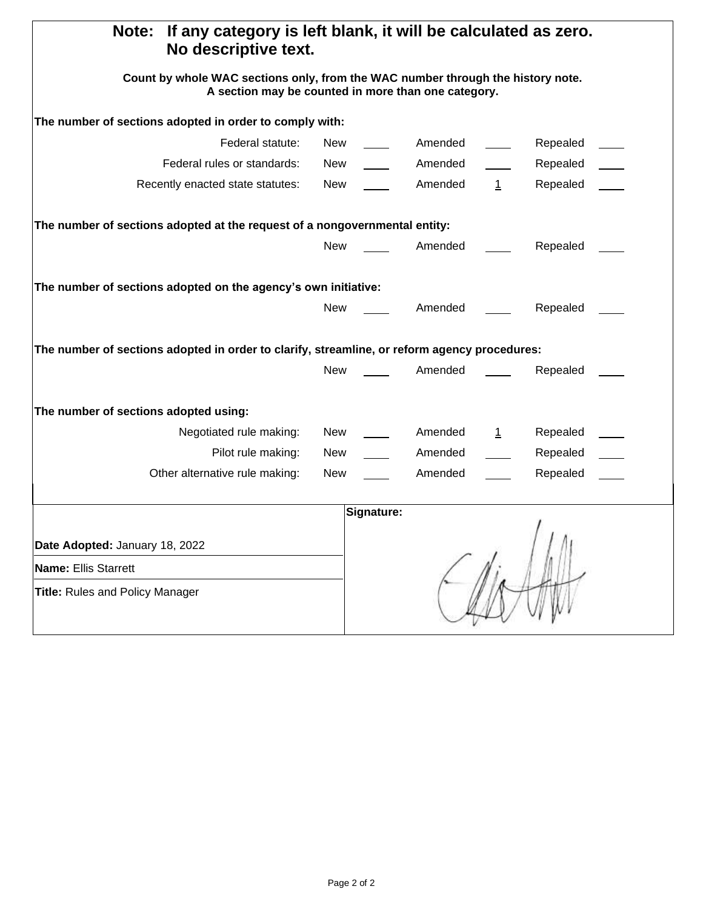**Note: If any category is left blank, it will be calculated as zero.**
**No descriptive text.**

**Count by whole WAC sections only, from the WAC number through the history note.**
**A section may be counted in more than one category.**

**The number of sections adopted in order to comply with:**

| | New | | Amended | | Repealed | |
|---|---|---|---|---|---|---|
| Federal statute: | New | | Amended | | Repealed | |
| Federal rules or standards: | New | | Amended | | Repealed | |
| Recently enacted state statutes: | New | | Amended | 1 | Repealed | |

**The number of sections adopted at the request of a nongovernmental entity:**

| | | | | | |
|---|---|---|---|---|---|
| New | | Amended | | Repealed | |

**The number of sections adopted on the agency's own initiative:**

| | | | | | |
|---|---|---|---|---|---|
| New | | Amended | | Repealed | |

**The number of sections adopted in order to clarify, streamline, or reform agency procedures:**

| | | | | | |
|---|---|---|---|---|---|
| New | | Amended | | Repealed | |

**The number of sections adopted using:**

| | New | | Amended | | Repealed | |
|---|---|---|---|---|---|---|
| Negotiated rule making: | New | | Amended | 1 | Repealed | |
| Pilot rule making: | New | | Amended | | Repealed | |
| Other alternative rule making: | New | | Amended | | Repealed | |

**Date Adopted:** January 18, 2022

**Name:** Ellis Starrett

**Title:** Rules and Policy Manager

**Signature:**